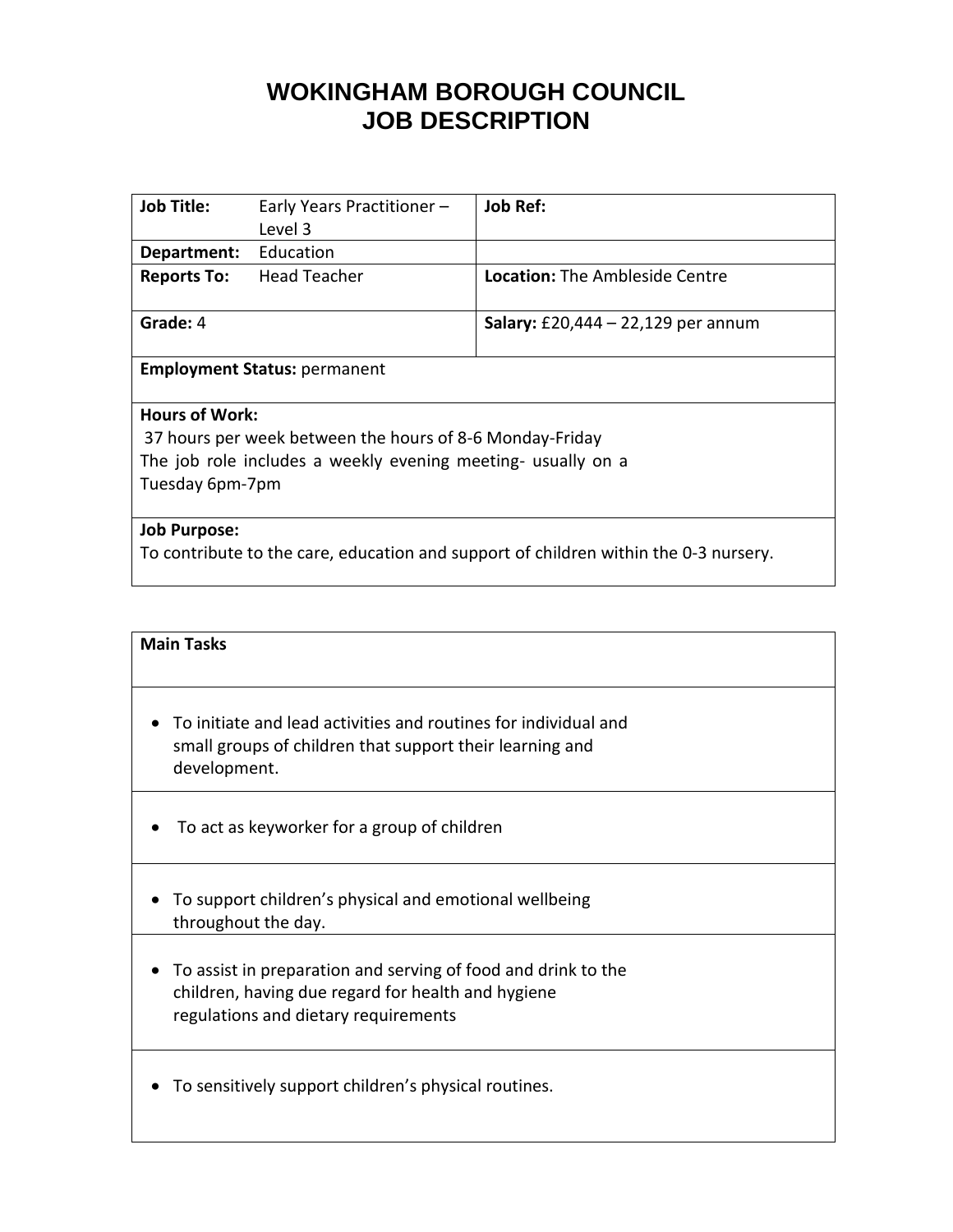# WOKINGHAM BOROUGH COUNCIL
# JOB DESCRIPTION

| | | |
|---|---|---|
| **Job Title:** | Early Years Practitioner – Level 3 | **Job Ref:** |
| **Department:** | Education | |
| **Reports To:** | Head Teacher | **Location:** The Ambleside Centre |
| **Grade:** 4 | | **Salary:** £20,444 – 22,129 per annum |
| **Employment Status:** permanent | | |
| **Hours of Work:** 37 hours per week between the hours of 8-6 Monday-Friday. The job role includes a weekly evening meeting- usually on a Tuesday 6pm-7pm | | |
| **Job Purpose:** To contribute to the care, education and support of children within the 0-3 nursery. | | |

| **Main Tasks** |
|---|
| • To initiate and lead activities and routines for individual and small groups of children that support their learning and development. |
| • To act as keyworker for a group of children |
| • To support children's physical and emotional wellbeing throughout the day. |
| • To assist in preparation and serving of food and drink to the children, having due regard for health and hygiene regulations and dietary requirements |
| • To sensitively support children's physical routines. |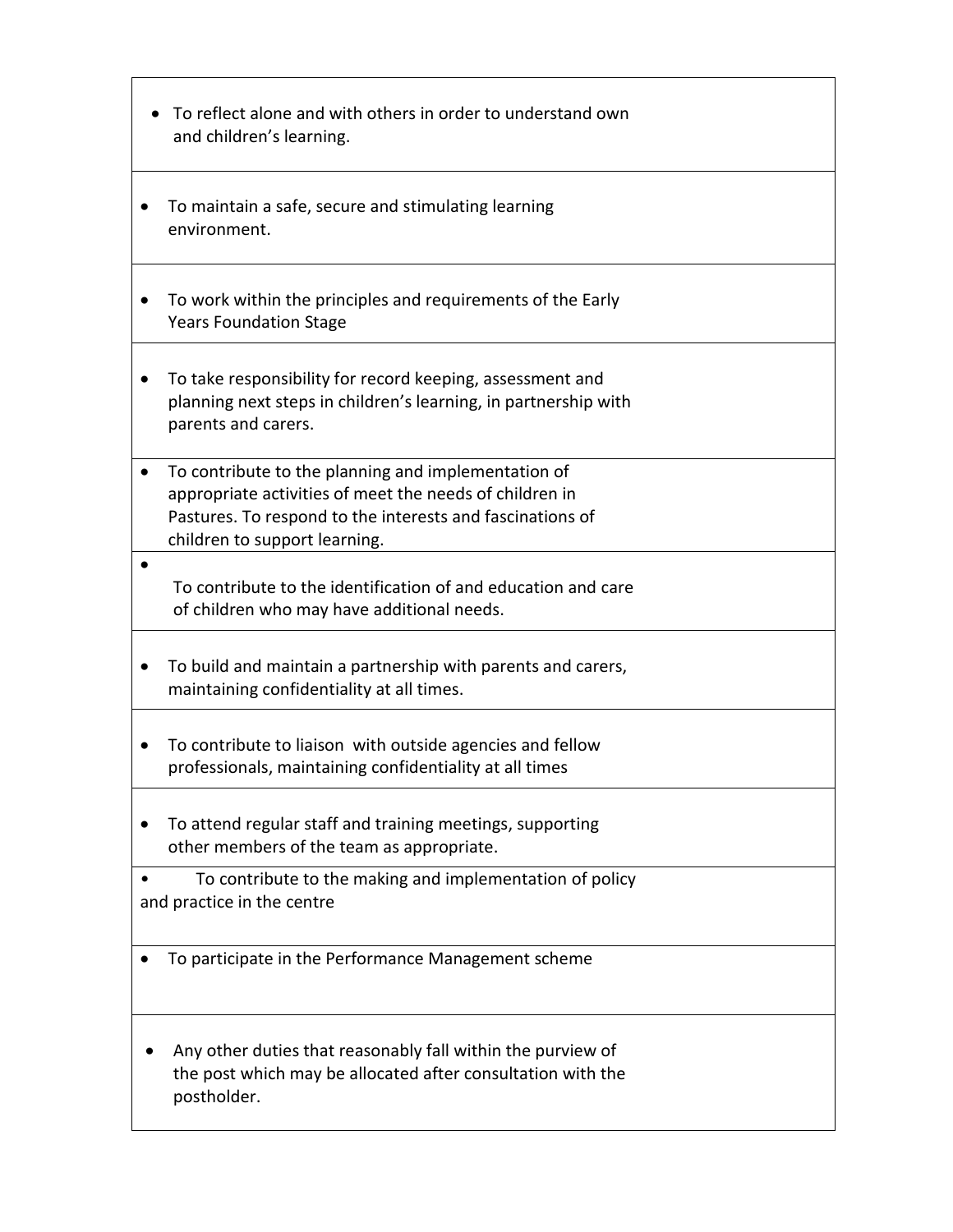- To reflect alone and with others in order to understand own and children's learning.
- To maintain a safe, secure and stimulating learning environment.
- To work within the principles and requirements of the Early Years Foundation Stage
- To take responsibility for record keeping, assessment and planning next steps in children's learning, in partnership with parents and carers.
- To contribute to the planning and implementation of appropriate activities of meet the needs of children in Pastures. To respond to the interests and fascinations of children to support learning.
- To contribute to the identification of and education and care of children who may have additional needs.
- To build and maintain a partnership with parents and carers, maintaining confidentiality at all times.
- To contribute to liaison with outside agencies and fellow professionals, maintaining confidentiality at all times
- To attend regular staff and training meetings, supporting other members of the team as appropriate.
- To contribute to the making and implementation of policy and practice in the centre
- To participate in the Performance Management scheme
- Any other duties that reasonably fall within the purview of the post which may be allocated after consultation with the postholder.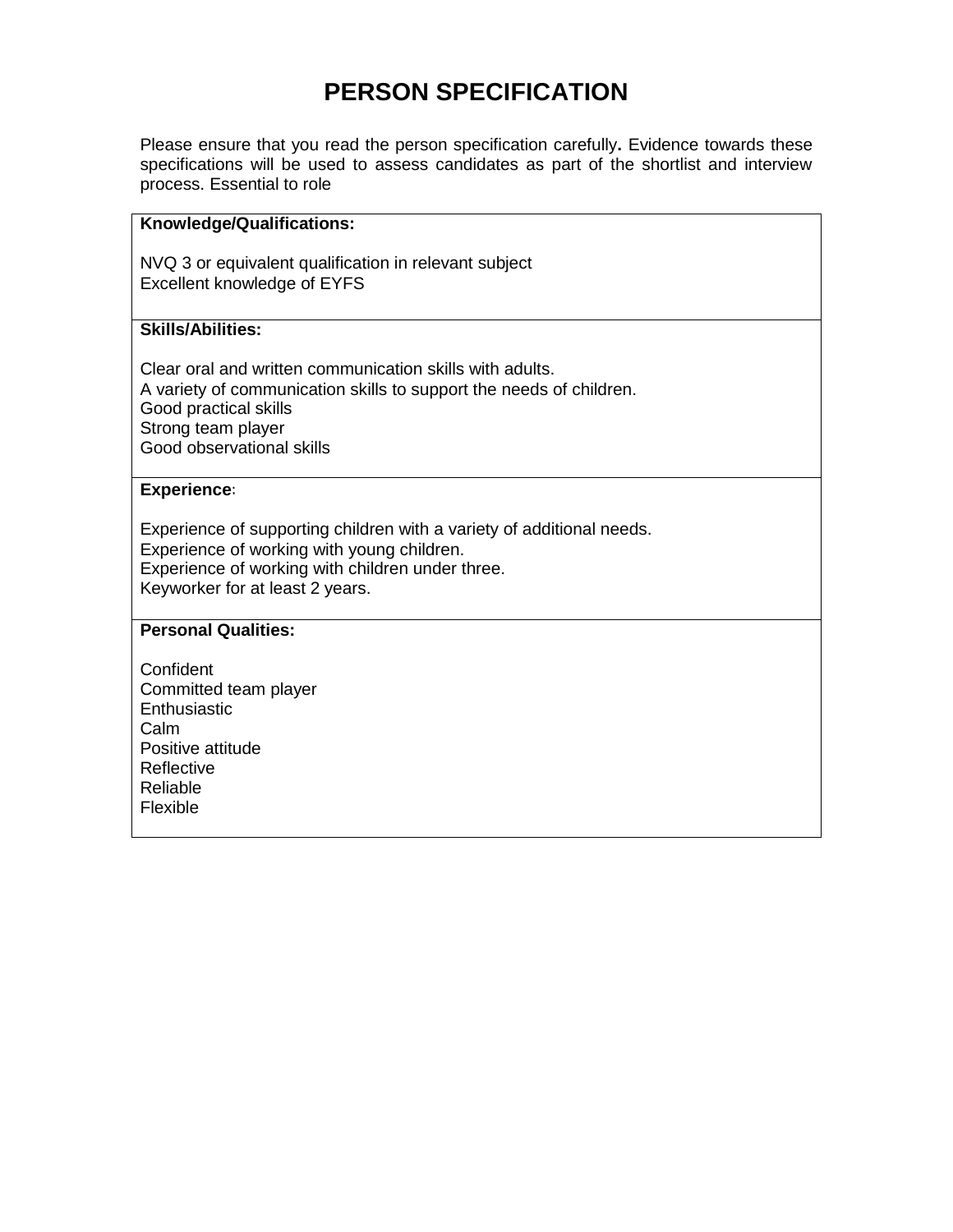# PERSON SPECIFICATION

Please ensure that you read the person specification carefully**.** Evidence towards these specifications will be used to assess candidates as part of the shortlist and interview process. Essential to role

| |
|---|
| **Knowledge/Qualifications:**<br><br>NVQ 3 or equivalent qualification in relevant subject<br>Excellent knowledge of EYFS |
| **Skills/Abilities:**<br><br>Clear oral and written communication skills with adults.<br>A variety of communication skills to support the needs of children.<br>Good practical skills<br>Strong team player<br>Good observational skills |
| **Experience**:<br><br>Experience of supporting children with a variety of additional needs.<br>Experience of working with young children.<br>Experience of working with children under three.<br>Keyworker for at least 2 years. |
| **Personal Qualities:**<br><br>Confident<br>Committed team player<br>Enthusiastic<br>Calm<br>Positive attitude<br>Reflective<br>Reliable<br>Flexible |